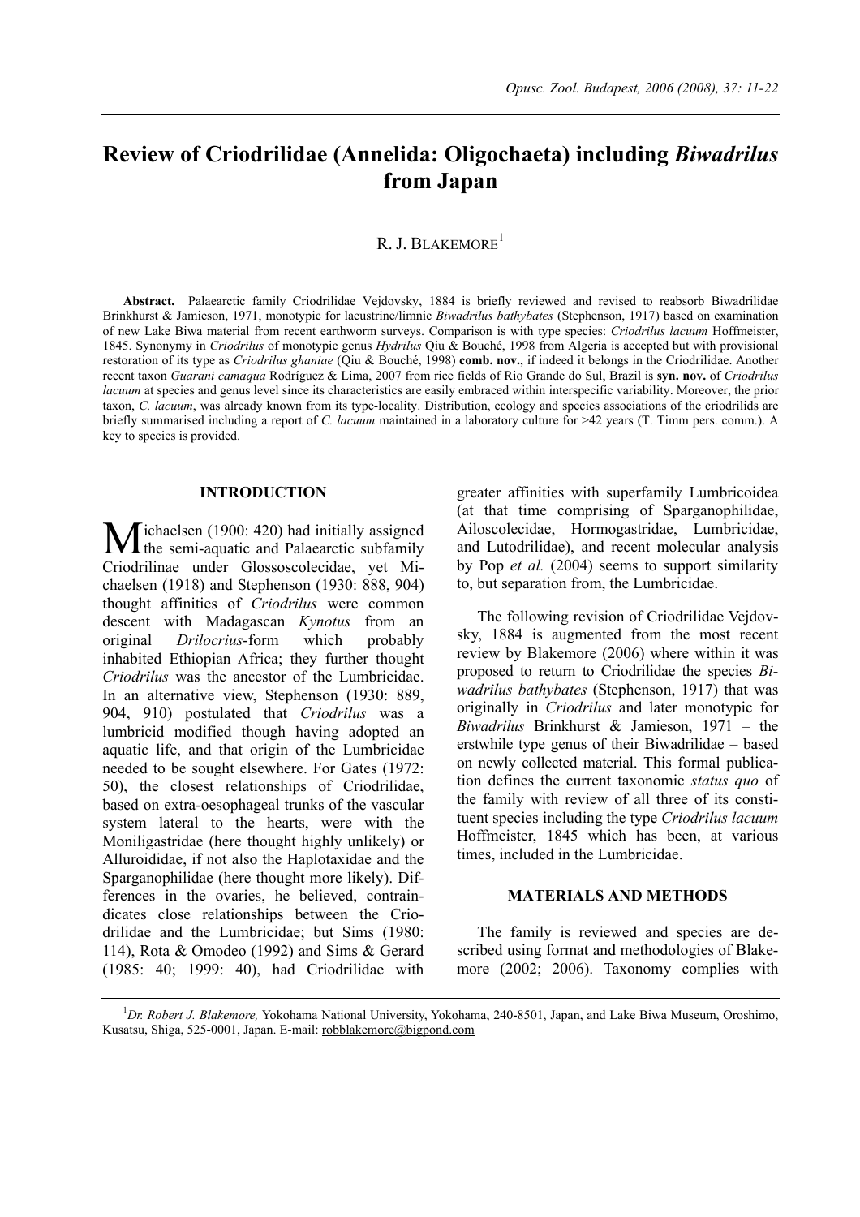# Review of Criodrilidae (Annelida: Oligochaeta) including *Biwadrilus* from Japan

R. J. BLAKEMORE[1]

**Abstract.** Palaearctic family Criodrilidae Vejdovsky, 1884 is briefly reviewed and revised to reabsorb Biwadrilidae Brinkhurst & Jamieson, 1971, monotypic for lacustrine/limnic *Biwadrilus bathybates* (Stephenson, 1917) based on examination of new Lake Biwa material from recent earthworm surveys. Comparison is with type species: *Criodrilus lacuum* Hoffmeister, 1845. Synonymy in *Criodrilus* of monotypic genus *Hydrilus* Qiu & Bouché, 1998 from Algeria is accepted but with provisional restoration of its type as *Criodrilus ghaniae* (Qiu & Bouché, 1998) **comb. nov.**, if indeed it belongs in the Criodrilidae. Another recent taxon *Guarani camaqua* Rodríguez & Lima, 2007 from rice fields of Rio Grande do Sul, Brazil is **syn. nov.** of *Criodrilus lacuum* at species and genus level since its characteristics are easily embraced within interspecific variability. Moreover, the prior taxon, *C. lacuum*, was already known from its type-locality. Distribution, ecology and species associations of the criodrilids are briefly summarised including a report of *C. lacuum* maintained in a laboratory culture for >42 years (T. Timm pers. comm.). A key to species is provided.

## INTRODUCTION

Michaelsen (1900: 420) had initially assigned the semi-aquatic and Palaearctic subfamily Criodrilinae under Glossoscolecidae, yet Michaelsen (1918) and Stephenson (1930: 888, 904) thought affinities of *Criodrilus* were common descent with Madagascan *Kynotus* from an original *Drilocrius*-form which probably inhabited Ethiopian Africa; they further thought *Criodrilus* was the ancestor of the Lumbricidae. In an alternative view, Stephenson (1930: 889, 904, 910) postulated that *Criodrilus* was a lumbricid modified though having adopted an aquatic life, and that origin of the Lumbricidae needed to be sought elsewhere. For Gates (1972: 50), the closest relationships of Criodrilidae, based on extra-oesophageal trunks of the vascular system lateral to the hearts, were with the Moniligastridae (here thought highly unlikely) or Alluroididae, if not also the Haplotaxidae and the Sparganophilidae (here thought more likely). Differences in the ovaries, he believed, contraindicates close relationships between the Criodrilidae and the Lumbricidae; but Sims (1980: 114), Rota & Omodeo (1992) and Sims & Gerard (1985: 40; 1999: 40), had Criodrilidae with greater affinities with superfamily Lumbricoidea (at that time comprising of Sparganophilidae, Ailoscolecidae, Hormogastridae, Lumbricidae, and Lutodrilidae), and recent molecular analysis by Pop *et al.* (2004) seems to support similarity to, but separation from, the Lumbricidae.

The following revision of Criodrilidae Vejdovsky, 1884 is augmented from the most recent review by Blakemore (2006) where within it was proposed to return to Criodrilidae the species *Biwadrilus bathybates* (Stephenson, 1917) that was originally in *Criodrilus* and later monotypic for *Biwadrilus* Brinkhurst & Jamieson, 1971 – the erstwhile type genus of their Biwadrilidae – based on newly collected material. This formal publication defines the current taxonomic *status quo* of the family with review of all three of its constituent species including the type *Criodrilus lacuum* Hoffmeister, 1845 which has been, at various times, included in the Lumbricidae.

## MATERIALS AND METHODS

The family is reviewed and species are described using format and methodologies of Blakemore (2002; 2006). Taxonomy complies with

[1] *Dr. Robert J. Blakemore,* Yokohama National University, Yokohama, 240-8501, Japan, and Lake Biwa Museum, Oroshimo, Kusatsu, Shiga, 525-0001, Japan. E-mail: robblakemore@bigpond.com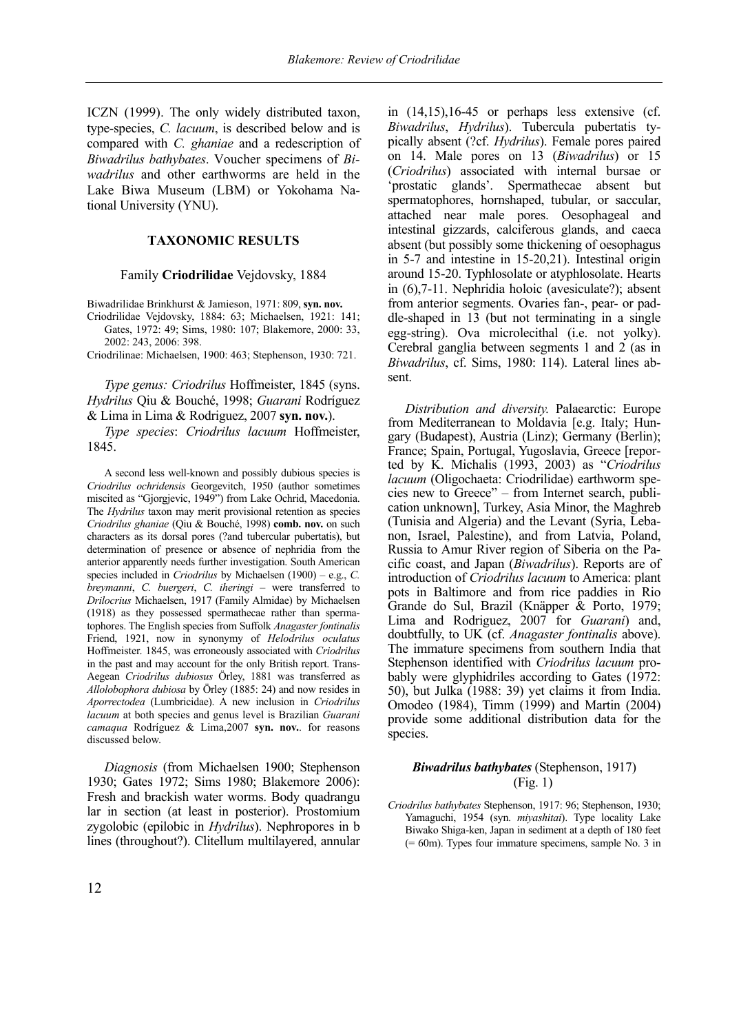ICZN (1999). The only widely distributed taxon, type-species, *C. lacuum*, is described below and is compared with *C. ghaniae* and a redescription of *Biwadrilus bathybates*. Voucher specimens of *Biwadrilus* and other earthworms are held in the Lake Biwa Museum (LBM) or Yokohama National University (YNU).

## TAXONOMIC RESULTS

### Family **Criodrilidae** Vejdovsky, 1884

Biwadrilidae Brinkhurst & Jamieson, 1971: 809, **syn. nov.**
Criodrilidae Vejdovsky, 1884: 63; Michaelsen, 1921: 141; Gates, 1972: 49; Sims, 1980: 107; Blakemore, 2000: 33, 2002: 243, 2006: 398.
Criodrilinae: Michaelsen, 1900: 463; Stephenson, 1930: 721.

*Type genus: Criodrilus* Hoffmeister, 1845 (syns. *Hydrilus* Qiu & Bouché, 1998; *Guarani* Rodríguez & Lima in Lima & Rodriguez, 2007 **syn. nov.**).

*Type species*: *Criodrilus lacuum* Hoffmeister, 1845.

A second less well-known and possibly dubious species is *Criodrilus ochridensis* Georgevitch, 1950 (author sometimes miscited as "Gjorgjevic, 1949") from Lake Ochrid, Macedonia. The *Hydrilus* taxon may merit provisional retention as species *Criodrilus ghaniae* (Qiu & Bouché, 1998) **comb. nov.** on such characters as its dorsal pores (?and tubercular pubertati), but determination of presence or absence of nephridia from the anterior apparently needs further investigation. South American species included in *Criodrilus* by Michaelsen (1900) – e.g., *C. breymanni*, *C. buergeri*, *C. iheringi* – were transferred to *Drilocrius* Michaelsen, 1917 (Family Almidae) by Michaelsen (1918) as they possessed spermathecae rather than spermatophores. The English species from Suffolk *Anagaster fontinalis* Friend, 1921, now in synonymy of *Helodrilus oculatus* Hoffmeister. 1845, was erroneously associated with *Criodrilus* in the past and may account for the only British report. Trans-Aegean *Criodrilus dubiosus* Örley, 1881 was transferred as *Allolobophora dubiosa* by Örley (1885: 24) and now resides in *Aporrectodea* (Lumbricidae). A new inclusion in *Criodrilus lacuum* at both species and genus level is Brazilian *Guarani camaqua* Rodríguez & Lima,2007 **syn. nov.**. for reasons discussed below.

*Diagnosis* (from Michaelsen 1900; Stephenson 1930; Gates 1972; Sims 1980; Blakemore 2006): Fresh and brackish water worms. Body quadrangu lar in section (at least in posterior). Prostomium zygolobic (epilobic in *Hydrilus*). Nephropores in b lines (throughout?). Clitellum multilayered, annular in (14,15),16-45 or perhaps less extensive (cf. *Biwadrilus*, *Hydrilus*). Tubercula pubertatis typically absent (?cf. *Hydrilus*). Female pores paired on 14. Male pores on 13 (*Biwadrilus*) or 15 (*Criodrilus*) associated with internal bursae or 'prostatic glands'. Spermathecae absent but spermatophores, hornshaped, tubular, or saccular, attached near male pores. Oesophageal and intestinal gizzards, calciferous glands, and caeca absent (but possibly some thickening of oesophagus in 5-7 and intestine in 15-20,21). Intestinal origin around 15-20. Typhlosolate or atyphlosolate. Hearts in (6),7-11. Nephridia holoic (avesiculate?); absent from anterior segments. Ovaries fan-, pear- or paddle-shaped in 13 (but not terminating in a single egg-string). Ova microlecithal (i.e. not yolky). Cerebral ganglia between segments 1 and 2 (as in *Biwadrilus*, cf. Sims, 1980: 114). Lateral lines absent.

*Distribution and diversity.* Palaearctic: Europe from Mediterranean to Moldavia [e.g. Italy; Hungary (Budapest), Austria (Linz); Germany (Berlin); France; Spain, Portugal, Yugoslavia, Greece [reported by K. Michalis (1993, 2003) as "*Criodrilus lacuum* (Oligochaeta: Criodrilidae) earthworm species new to Greece" – from Internet search, publication unknown], Turkey, Asia Minor, the Maghreb (Tunisia and Algeria) and the Levant (Syria, Lebanon, Israel, Palestine), and from Latvia, Poland, Russia to Amur River region of Siberia on the Pacific coast, and Japan (*Biwadrilus*). Reports are of introduction of *Criodrilus lacuum* to America: plant pots in Baltimore and from rice paddies in Rio Grande do Sul, Brazil (Knäpper & Porto, 1979; Lima and Rodriguez, 2007 for *Guarani*) and, doubtfully, to UK (cf. *Anagaster fontinalis* above). The immature specimens from southern India that Stephenson identified with *Criodrilus lacuum* probably were glyphidriles according to Gates (1972: 50), but Julka (1988: 39) yet claims it from India. Omodeo (1984), Timm (1999) and Martin (2004) provide some additional distribution data for the species.

### ***Biwadrilus bathybates*** (Stephenson, 1917) (Fig. 1)

*Criodrilus bathybates* Stephenson, 1917: 96; Stephenson, 1930; Yamaguchi, 1954 (syn. *miyashitai*). Type locality Lake Biwako Shiga-ken, Japan in sediment at a depth of 180 feet (= 60m). Types four immature specimens, sample No. 3 in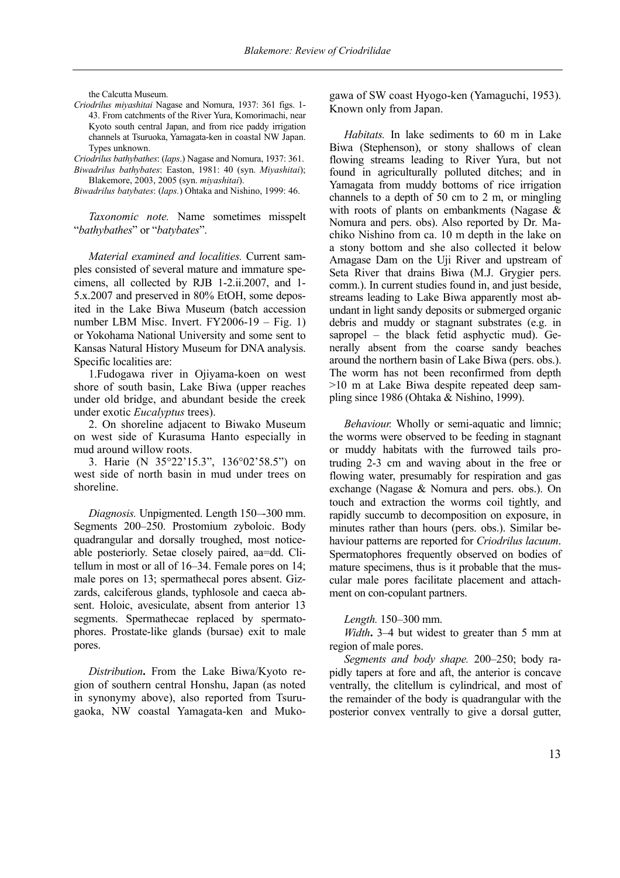the Calcutta Museum.

*Criodrilus miyashitai* Nagase and Nomura, 1937: 361 figs. 1-43. From catchments of the River Yura, Komorimachi, near Kyoto south central Japan, and from rice paddy irrigation channels at Tsuruoka, Yamagata-ken in coastal NW Japan. Types unknown.

*Criodrilus bathybathes*: (*laps*.) Nagase and Nomura, 1937: 361.

*Biwadrilus bathybates*: Easton, 1981: 40 (syn. *Miyashitai*); Blakemore, 2003, 2005 (syn. *miyashitai*).

*Biwadrilus batybates*: (*laps.*) Ohtaka and Nishino, 1999: 46.

*Taxonomic note.* Name sometimes misspelt "*bathybathes*" or "*batybates*".

*Material examined and localities.* Current samples consisted of several mature and immature specimens, all collected by RJB 1-2.ii.2007, and 1-5.x.2007 and preserved in 80% EtOH, some deposited in the Lake Biwa Museum (batch accession number LBM Misc. Invert. FY2006-19 – Fig. 1) or Yokohama National University and some sent to Kansas Natural History Museum for DNA analysis. Specific localities are:

1.Fudogawa river in Ojiyama-koen on west shore of south basin, Lake Biwa (upper reaches under old bridge, and abundant beside the creek under exotic *Eucalyptus* trees).

2. On shoreline adjacent to Biwako Museum on west side of Kurasuma Hanto especially in mud around willow roots.

3. Harie (N 35°22'15.3", 136°02'58.5") on west side of north basin in mud under trees on shoreline.

*Diagnosis.* Unpigmented. Length 150–-300 mm. Segments 200–250. Prostomium zyboloic. Body quadrangular and dorsally troughed, most noticeable posteriorly. Setae closely paired, aa=dd. Clitellum in most or all of 16–34. Female pores on 14; male pores on 13; spermathecal pores absent. Gizzards, calciferous glands, typhlosole and caeca absent. Holoic, avesiculate, absent from anterior 13 segments. Spermathecae replaced by spermatophores. Prostate-like glands (bursae) exit to male pores.

*Distribution***.** From the Lake Biwa/Kyoto region of southern central Honshu, Japan (as noted in synonymy above), also reported from Tsurugaoka, NW coastal Yamagata-ken and Mukogawa of SW coast Hyogo-ken (Yamaguchi, 1953). Known only from Japan.

*Habitats.* In lake sediments to 60 m in Lake Biwa (Stephenson), or stony shallows of clean flowing streams leading to River Yura, but not found in agriculturally polluted ditches; and in Yamagata from muddy bottoms of rice irrigation channels to a depth of 50 cm to 2 m, or mingling with roots of plants on embankments (Nagase & Nomura and pers. obs). Also reported by Dr. Machiko Nishino from ca. 10 m depth in the lake on a stony bottom and she also collected it below Amagase Dam on the Uji River and upstream of Seta River that drains Biwa (M.J. Grygier pers. comm.). In current studies found in, and just beside, streams leading to Lake Biwa apparently most abundant in light sandy deposits or submerged organic debris and muddy or stagnant substrates (e.g. in sapropel – the black fetid asphyctic mud). Generally absent from the coarse sandy beaches around the northern basin of Lake Biwa (pers. obs.). The worm has not been reconfirmed from depth >10 m at Lake Biwa despite repeated deep sampling since 1986 (Ohtaka & Nishino, 1999).

*Behaviour.* Wholly or semi-aquatic and limnic; the worms were observed to be feeding in stagnant or muddy habitats with the furrowed tails protruding 2-3 cm and waving about in the free or flowing water, presumably for respiration and gas exchange (Nagase & Nomura and pers. obs.). On touch and extraction the worms coil tightly, and rapidly succumb to decomposition on exposure, in minutes rather than hours (pers. obs.). Similar behaviour patterns are reported for *Criodrilus lacuum*. Spermatophores frequently observed on bodies of mature specimens, thus is it probable that the muscular male pores facilitate placement and attachment on con-copulant partners.

*Length.* 150–300 mm.

*Width***.** 3–4 but widest to greater than 5 mm at region of male pores.

*Segments and body shape.* 200–250; body rapidly tapers at fore and aft, the anterior is concave ventrally, the clitellum is cylindrical, and most of the remainder of the body is quadrangular with the posterior convex ventrally to give a dorsal gutter,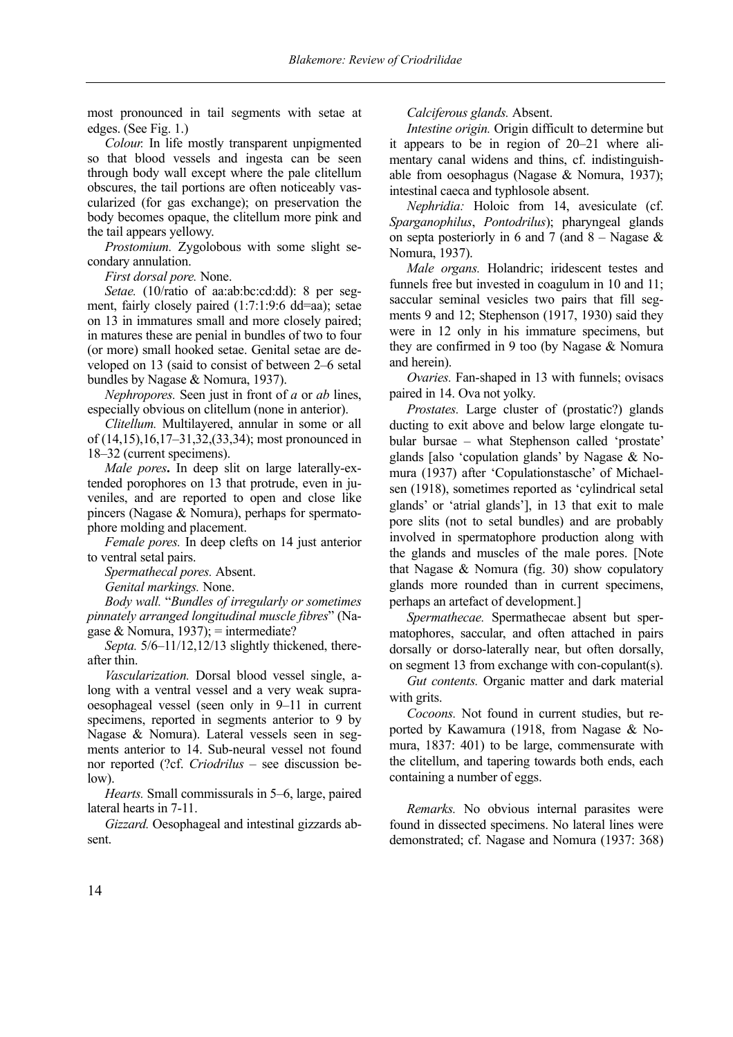most pronounced in tail segments with setae at edges. (See Fig. 1.)

*Colour.* In life mostly transparent unpigmented so that blood vessels and ingesta can be seen through body wall except where the pale clitellum obscures, the tail portions are often noticeably vascularized (for gas exchange); on preservation the body becomes opaque, the clitellum more pink and the tail appears yellowy.

*Prostomium.* Zygolobous with some slight secondary annulation.

*First dorsal pore.* None.

*Setae.* (10/ratio of aa:ab:bc:cd:dd): 8 per segment, fairly closely paired (1:7:1:9:6 dd=aa); setae on 13 in immatures small and more closely paired; in matures these are penial in bundles of two to four (or more) small hooked setae. Genital setae are developed on 13 (said to consist of between 2–6 setal bundles by Nagase & Nomura, 1937).

*Nephropores.* Seen just in front of *a* or *ab* lines, especially obvious on clitellum (none in anterior).

*Clitellum.* Multilayered, annular in some or all of (14,15),16,17–31,32,(33,34); most pronounced in 18–32 (current specimens).

*Male pores***.** In deep slit on large laterally-extended porophores on 13 that protrude, even in juveniles, and are reported to open and close like pincers (Nagase & Nomura), perhaps for spermatophore molding and placement.

*Female pores.* In deep clefts on 14 just anterior to ventral setal pairs.

*Spermathecal pores.* Absent.

*Genital markings.* None.

*Body wall.* "*Bundles of irregularly or sometimes pinnately arranged longitudinal muscle fibres*" (Nagase & Nomura, 1937); = intermediate?

*Septa.* 5/6–11/12,12/13 slightly thickened, thereafter thin.

*Vascularization.* Dorsal blood vessel single, along with a ventral vessel and a very weak supra-oesophageal vessel (seen only in 9–11 in current specimens, reported in segments anterior to 9 by Nagase & Nomura). Lateral vessels seen in segments anterior to 14. Sub-neural vessel not found nor reported (?cf. *Criodrilus* – see discussion below).

*Hearts.* Small commissurals in 5–6, large, paired lateral hearts in 7-11.

*Gizzard.* Oesophageal and intestinal gizzards absent.

*Calciferous glands.* Absent.

*Intestine origin.* Origin difficult to determine but it appears to be in region of 20–21 where alimentary canal widens and thins, cf. indistinguishable from oesophagus (Nagase & Nomura, 1937); intestinal caeca and typhlosole absent.

*Nephridia:* Holoic from 14, avesiculate (cf. *Sparganophilus*, *Pontodrilus*); pharyngeal glands on septa posteriorly in 6 and 7 (and 8 – Nagase & Nomura, 1937).

*Male organs.* Holandric; iridescent testes and funnels free but invested in coagulum in 10 and 11; saccular seminal vesicles two pairs that fill segments 9 and 12; Stephenson (1917, 1930) said they were in 12 only in his immature specimens, but they are confirmed in 9 too (by Nagase & Nomura and herein).

*Ovaries.* Fan-shaped in 13 with funnels; ovisacs paired in 14. Ova not yolky.

*Prostates.* Large cluster of (prostatic?) glands ducting to exit above and below large elongate tubular bursae – what Stephenson called 'prostate' glands [also 'copulation glands' by Nagase & Nomura (1937) after 'Copulationstasche' of Michaelsen (1918), sometimes reported as 'cylindrical setal glands' or 'atrial glands'], in 13 that exit to male pore slits (not to setal bundles) and are probably involved in spermatophore production along with the glands and muscles of the male pores. [Note that Nagase & Nomura (fig. 30) show copulatory glands more rounded than in current specimens, perhaps an artefact of development.]

*Spermathecae.* Spermathecae absent but spermatophores, saccular, and often attached in pairs dorsally or dorso-laterally near, but often dorsally, on segment 13 from exchange with con-copulant(s).

*Gut contents.* Organic matter and dark material with grits.

*Cocoons.* Not found in current studies, but reported by Kawamura (1918, from Nagase & Nomura, 1837: 401) to be large, commensurate with the clitellum, and tapering towards both ends, each containing a number of eggs.

*Remarks.* No obvious internal parasites were found in dissected specimens. No lateral lines were demonstrated; cf. Nagase and Nomura (1937: 368)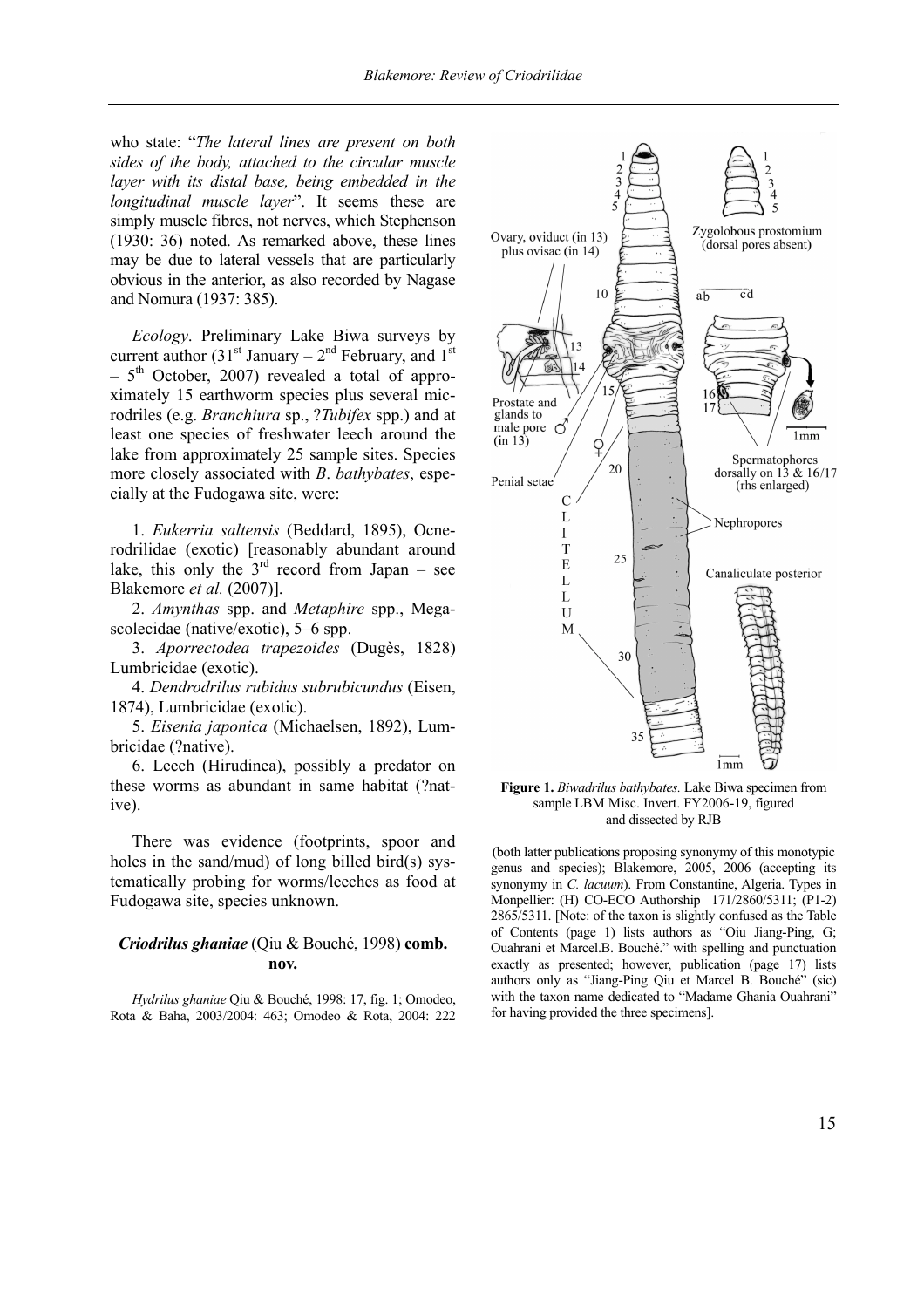who state: "*The lateral lines are present on both sides of the body, attached to the circular muscle layer with its distal base, being embedded in the longitudinal muscle layer*". It seems these are simply muscle fibres, not nerves, which Stephenson (1930: 36) noted. As remarked above, these lines may be due to lateral vessels that are particularly obvious in the anterior, as also recorded by Nagase and Nomura (1937: 385).

*Ecology*. Preliminary Lake Biwa surveys by current author (31st January – 2nd February, and 1st – 5th October, 2007) revealed a total of approximately 15 earthworm species plus several micrcurrently driles (e.g. *Branchiura* sp., ?*Tubifex* spp.) and at least one species of freshwater leech around the lake from approximately 25 sample sites. Species more closely associated with *B. bathybates*, especially at the Fudogawa site, were:

1. *Eukerria saltensis* (Beddard, 1895), Ocnerodrilidae (exotic) [reasonably abundant around lake, this only the 3rd record from Japan – see Blakemore *et al.* (2007)].
2. *Amynthas* spp. and *Metaphire* spp., Megascolecidae (native/exotic), 5–6 spp.
3. *Aporrectodea trapezoides* (Dugès, 1828) Lumbricidae (exotic).
4. *Dendrodrilus rubidus subrubicundus* (Eisen, 1874), Lumbricidae (exotic).
5. *Eisenia japonica* (Michaelsen, 1892), Lumbricidae (?native).
6. Leech (Hirudinea), possibly a predator on these worms as abundant in same habitat (?native).

There was evidence (footprints, spoor and holes in the sand/mud) of long billed bird(s) systematically probing for worms/leeches as food at Fudogawa site, species unknown.

### *Criodrilus ghaniae* (Qiu & Bouché, 1998) **comb. nov.**

*Hydrilus ghaniae* Qiu & Bouché, 1998: 17, fig. 1; Omodeo, Rota & Baha, 2003/2004: 463; Omodeo & Rota, 2004: 222 (both latter publications proposing synonymy of this monotypic genus and species); Blakemore, 2005, 2006 (accepting its synonymy in *C. lacuum*). From Constantine, Algeria. Types in Monpellier: (H) CO-ECO Authorship 171/2860/5311; (P1-2) 2865/5311. [Note: of the taxon is slightly confused as the Table of Contents (page 1) lists authors as "Oiu Jiang-Ping, G; Ouahrani et Marcel.B. Bouché." with spelling and punctuation exactly as presented; however, publication (page 17) lists authors only as "Jiang-Ping Qiu et Marcel B. Bouché" (sic) with the taxon name dedicated to "Madame Ghania Ouahrani" for having provided the three specimens].

**Figure 1.** *Biwadrilus bathybates.* Lake Biwa specimen from sample LBM Misc. Invert. FY2006-19, figured and dissected by RJB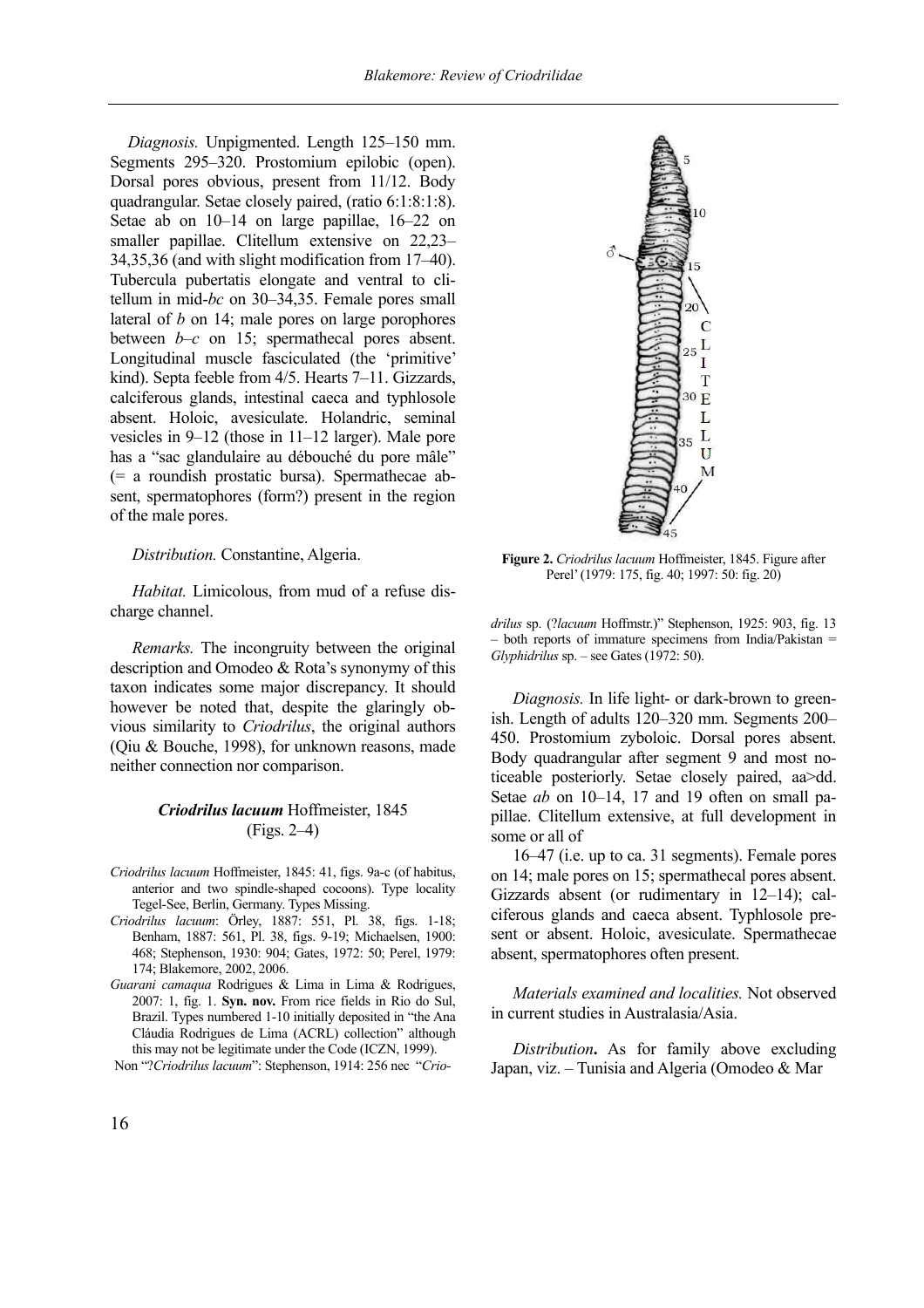*Diagnosis.* Unpigmented. Length 125–150 mm. Segments 295–320. Prostomium epilobic (open). Dorsal pores obvious, present from 11/12. Body quadrangular. Setae closely paired, (ratio 6:1:8:1:8). Setae ab on 10–14 on large papillae, 16–22 on smaller papillae. Clitellum extensive on 22,23–34,35,36 (and with slight modification from 17–40). Tubercula pubertatis elongate and ventral to clitellum in mid-*bc* on 30–34,35. Female pores small lateral of *b* on 14; male pores on large porophores between *b–c* on 15; spermathecal pores absent. Longitudinal muscle fasciculated (the 'primitive' kind). Septa feeble from 4/5. Hearts 7–11. Gizzards, calciferous glands, intestinal caeca and typhlosole absent. Holoic, avesiculate. Holandric, seminal vesicles in 9–12 (those in 11–12 larger). Male pore has a "sac glandulaire au débouché du pore mâle" (= a roundish prostatic bursa). Spermathecae absent, spermatophores (form?) present in the region of the male pores.

*Distribution.* Constantine, Algeria.

*Habitat.* Limicolous, from mud of a refuse discharge channel.

*Remarks.* The incongruity between the original description and Omodeo & Rota's synonymy of this taxon indicates some major discrepancy. It should however be noted that, despite the glaringly obvious similarity to *Criodrilus*, the original authors (Qiu & Bouche, 1998), for unknown reasons, made neither connection nor comparison.

### *Criodrilus lacuum* Hoffmeister, 1845 (Figs. 2–4)

*Criodrilus lacuum* Hoffmeister, 1845: 41, figs. 9a-c (of habitus, anterior and two spindle-shaped cocoons). Type locality Tegel-See, Berlin, Germany. Types Missing.
*Criodrilus lacuum*: Örley, 1887: 551, Pl. 38, figs. 1-18; Benham, 1887: 561, Pl. 38, figs. 9-19; Michaelsen, 1900: 468; Stephenson, 1930: 904; Gates, 1972: 50; Perel, 1979: 174; Blakemore, 2002, 2006.
*Guarani camaqua* Rodrigues & Lima in Lima & Rodrigues, 2007: 1, fig. 1. **Syn. nov.** From rice fields in Rio do Sul, Brazil. Types numbered 1-10 initially deposited in "the Ana Cláudia Rodrigues de Lima (ACRL) collection" although this may not be legitimate under the Code (ICZN, 1999).
Non "?*Criodrilus lacuum*": Stephenson, 1914: 256 nec "*Criodrilus* sp. (?*lacuum* Hoffmstr.)" Stephenson, 1925: 903, fig. 13 – both reports of immature specimens from India/Pakistan = *Glyphidrilus* sp. – see Gates (1972: 50).

**Figure 2.** *Criodrilus lacuum* Hoffmeister, 1845. Figure after Perel' (1979: 175, fig. 40; 1997: 50: fig. 20)

*Diagnosis.* In life light- or dark-brown to greenish. Length of adults 120–320 mm. Segments 200–450. Prostomium zyboloic. Dorsal pores absent. Body quadrangular after segment 9 and most noticeable posteriorly. Setae closely paired, aa>dd. Setae *ab* on 10–14, 17 and 19 often on small papillae. Clitellum extensive, at full development in some or all of 16–47 (i.e. up to ca. 31 segments). Female pores on 14; male pores on 15; spermathecal pores absent. Gizzards absent (or rudimentary in 12–14); calciferous glands and caeca absent. Typhlosole present or absent. Holoic, avesiculate. Spermathecae absent, spermatophores often present.

*Materials examined and localities.* Not observed in current studies in Australasia/Asia.

***Distribution.*** As for family above excluding Japan, viz. – Tunisia and Algeria (Omodeo & Mar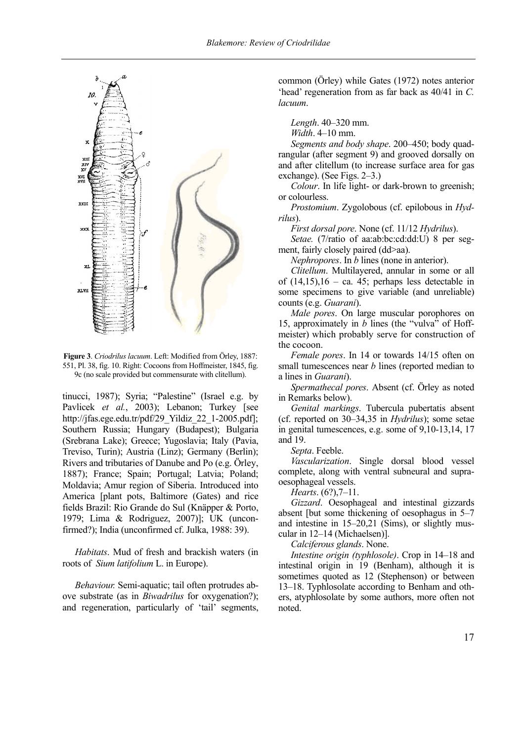**Figure 3**. *Criodrilus lacuum*. Left: Modified from Örley, 1887: 551, Pl. 38, fig. 10. Right: Cocoons from Hoffmeister, 1845, fig. 9c (no scale provided but commensurate with clitellum).

tinucci, 1987); Syria; "Palestine" (Israel e.g. by Pavlicek *et al.*, 2003); Lebanon; Turkey [see http://jfas.ege.edu.tr/pdf/29_Yildiz_22_1-2005.pdf]; Southern Russia; Hungary (Budapest); Bulgaria (Srebrana Lake); Greece; Yugoslavia; Italy (Pavia, Treviso, Turin); Austria (Linz); Germany (Berlin); Rivers and tributaries of Danube and Po (e.g. Örley, 1887); France; Spain; Portugal; Latvia; Poland; Moldavia; Amur region of Siberia. Introduced into America [plant pots, Baltimore (Gates) and rice fields Brazil: Rio Grande do Sul (Knäpper & Porto, 1979; Lima & Rodriguez, 2007)]; UK (unconfirmed?); India (unconfirmed cf. Julka, 1988: 39).

*Habitats*. Mud of fresh and brackish waters (in roots of *Sium latifolium* L. in Europe).

*Behaviour.* Semi-aquatic; tail often protrudes above substrate (as in *Biwadrilus* for oxygenation?); and regeneration, particularly of 'tail' segments, common (Örley) while Gates (1972) notes anterior 'head' regeneration from as far back as 40/41 in *C. lacuum*.

*Length*. 40–320 mm.

*Width*. 4–10 mm.

*Segments and body shape*. 200–450; body quadrangular (after segment 9) and grooved dorsally on and after clitellum (to increase surface area for gas exchange). (See Figs. 2–3.)

*Colour*. In life light- or dark-brown to greenish; or colourless.

*Prostomium*. Zygolobous (cf. epilobous in *Hydrilus*).

*First dorsal pore*. None (cf. 11/12 *Hydrilus*).

*Setae.* (7/ratio of aa:ab:bc:cd:dd:U) 8 per segment, fairly closely paired (dd>aa).

*Nephropores*. In *b* lines (none in anterior).

*Clitellum*. Multilayered, annular in some or all of (14,15),16 – ca. 45; perhaps less detectable in some specimens to give variable (and unreliable) counts (e.g. *Guarani*).

*Male pores*. On large muscular porophores on 15, approximately in *b* lines (the "vulva" of Hoffmeister) which probably serve for construction of the cocoon.

*Female pores*. In 14 or towards 14/15 often on small tumescences near *b* lines (reported median to a lines in *Guarani*).

*Spermathecal pores*. Absent (cf. Örley as noted in Remarks below).

*Genital markings*. Tubercula pubertatis absent (cf. reported on 30–34,35 in *Hydrilus*); some setae in genital tumescences, e.g. some of 9,10-13,14, 17 and 19.

*Septa*. Feeble.

*Vascularization*. Single dorsal blood vessel complete, along with ventral subneural and supra-oesophageal vessels.

*Hearts*. (6?),7–11.

*Gizzard*. Oesophageal and intestinal gizzards absent [but some thickening of oesophagus in 5–7 and intestine in 15–20,21 (Sims), or slightly muscular in 12–14 (Michaelsen)].

*Calciferous glands*. None.

*Intestine origin (typhlosole)*. Crop in 14–18 and intestinal origin in 19 (Benham), although it is sometimes quoted as 12 (Stephenson) or between 13–18. Typhlosolate according to Benham and others, atyphlosolate by some authors, more often not noted.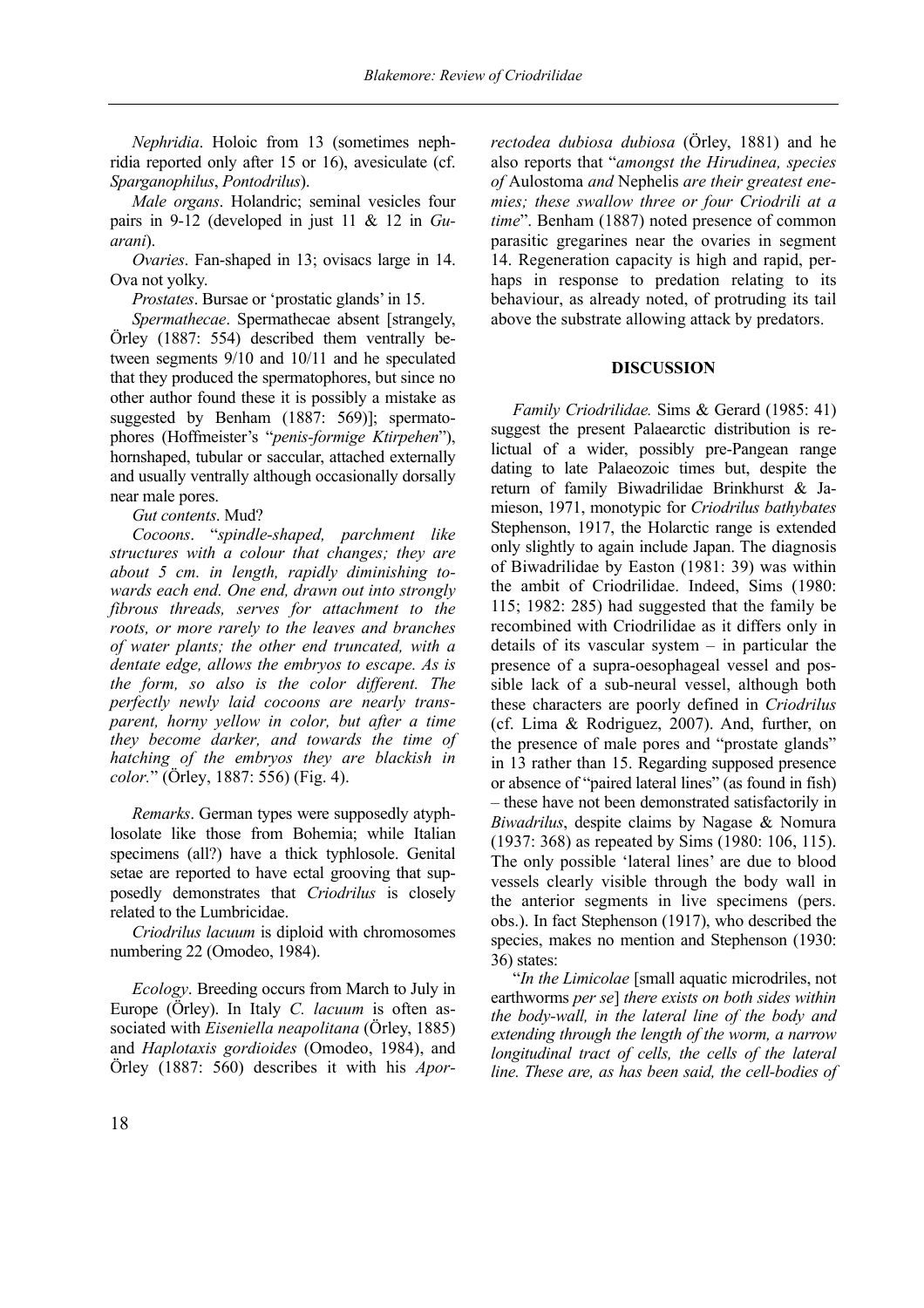*Nephridia*. Holoic from 13 (sometimes nephridia reported only after 15 or 16), avesiculate (cf. *Sparganophilus*, *Pontodrilus*).

*Male organs*. Holandric; seminal vesicles four pairs in 9-12 (developed in just 11 & 12 in *Guarani*).

*Ovaries*. Fan-shaped in 13; ovisacs large in 14. Ova not yolky.

*Prostates*. Bursae or 'prostatic glands' in 15.

*Spermathecae*. Spermathecae absent [strangely, Örley (1887: 554) described them ventrally between segments 9/10 and 10/11 and he speculated that they produced the spermatophores, but since no other author found these it is possibly a mistake as suggested by Benham (1887: 569)]; spermatophores (Hoffmeister's "*penis-formige Ktirpehen*"), hornshaped, tubular or saccular, attached externally and usually ventrally although occasionally dorsally near male pores.

*Gut contents*. Mud?

*Cocoons*. "*spindle-shaped, parchment like structures with a colour that changes; they are about 5 cm. in length, rapidly diminishing towards each end. One end, drawn out into strongly fibrous threads, serves for attachment to the roots, or more rarely to the leaves and branches of water plants; the other end truncated, with a dentate edge, allows the embryos to escape. As is the form, so also is the color different. The perfectly newly laid cocoons are nearly transparent, horny yellow in color, but after a time they become darker, and towards the time of hatching of the embryos they are blackish in color.*" (Örley, 1887: 556) (Fig. 4).

*Remarks*. German types were supposedly atyphlosolate like those from Bohemia; while Italian specimens (all?) have a thick typhlosole. Genital setae are reported to have ectal grooving that supposedly demonstrates that *Criodrilus* is closely related to the Lumbricidae.

*Criodrilus lacuum* is diploid with chromosomes numbering 22 (Omodeo, 1984).

*Ecology*. Breeding occurs from March to July in Europe (Örley). In Italy *C. lacuum* is often associated with *Eiseniella neapolitana* (Örley, 1885) and *Haplotaxis gordioides* (Omodeo, 1984), and Örley (1887: 560) describes it with his *Aporrectodea dubiosa dubiosa* (Örley, 1881) and he also reports that "*amongst the Hirudinea, species of* Aulostoma *and* Nephelis *are their greatest enemies; these swallow three or four Criodrili at a time*". Benham (1887) noted presence of common parasitic gregarines near the ovaries in segment 14. Regeneration capacity is high and rapid, perhaps in response to predation relating to its behaviour, as already noted, of protruding its tail above the substrate allowing attack by predators.

## DISCUSSION

*Family Criodrilidae.* Sims & Gerard (1985: 41) suggest the present Palaearctic distribution is relictual of a wider, possibly pre-Pangean range dating to late Palaeozoic times but, despite the return of family Biwadrilidae Brinkhurst & Jamieson, 1971, monotypic for *Criodrilus bathybates* Stephenson, 1917, the Holarctic range is extended only slightly to again include Japan. The diagnosis of Biwadrilidae by Easton (1981: 39) was within the ambit of Criodrilidae. Indeed, Sims (1980: 115; 1982: 285) had suggested that the family be recombined with Criodrilidae as it differs only in details of its vascular system – in particular the presence of a supra-oesophageal vessel and possible lack of a sub-neural vessel, although both these characters are poorly defined in *Criodrilus* (cf. Lima & Rodriguez, 2007). And, further, on the presence of male pores and "prostate glands" in 13 rather than 15. Regarding supposed presence or absence of "paired lateral lines" (as found in fish) – these have not been demonstrated satisfactorily in *Biwadrilus*, despite claims by Nagase & Nomura (1937: 368) as repeated by Sims (1980: 106, 115). The only possible 'lateral lines' are due to blood vessels clearly visible through the body wall in the anterior segments in live specimens (pers. obs.). In fact Stephenson (1917), who described the species, makes no mention and Stephenson (1930: 36) states:

"*In the Limicolae* [small aquatic microdriles, not earthworms *per se*] *there exists on both sides within the body-wall, in the lateral line of the body and extending through the length of the worm, a narrow longitudinal tract of cells, the cells of the lateral line. These are, as has been said, the cell-bodies of*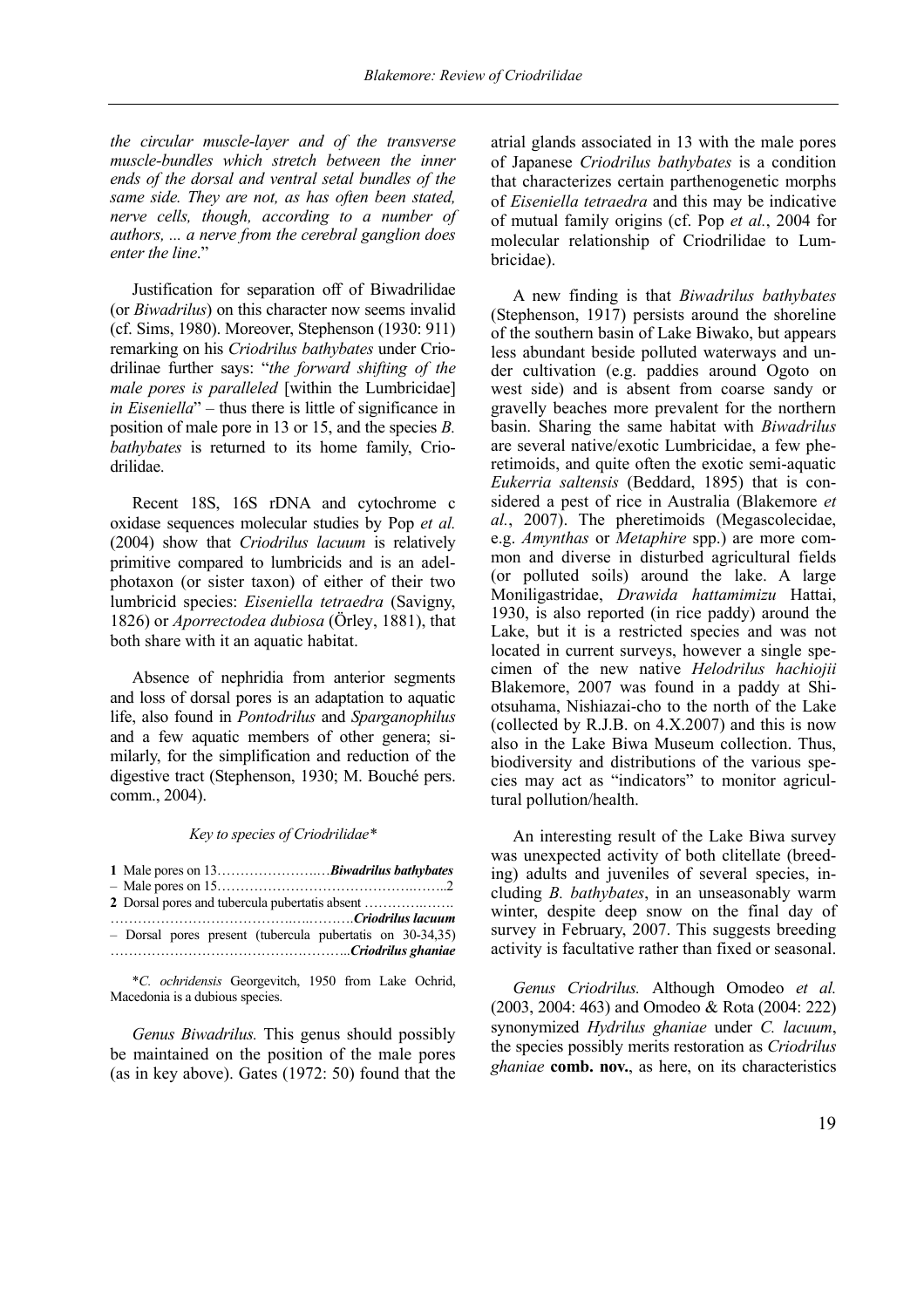*the circular muscle-layer and of the transverse muscle-bundles which stretch between the inner ends of the dorsal and ventral setal bundles of the same side. They are not, as has often been stated, nerve cells, though, according to a number of authors, ... a nerve from the cerebral ganglion does enter the line*."

Justification for separation off of Biwadrilidae (or *Biwadrilus*) on this character now seems invalid (cf. Sims, 1980). Moreover, Stephenson (1930: 911) remarking on his *Criodrilus bathybates* under Criodrilinae further says: "*the forward shifting of the male pores is paralleled* [within the Lumbricidae] *in Eiseniella*" – thus there is little of significance in position of male pore in 13 or 15, and the species *B. bathybates* is returned to its home family, Criodrilidae.

Recent 18S, 16S rDNA and cytochrome c oxidase sequences molecular studies by Pop *et al.* (2004) show that *Criodrilus lacuum* is relatively primitive compared to lumbricids and is an adelphotaxon (or sister taxon) of either of their two lumbricid species: *Eiseniella tetraedra* (Savigny, 1826) or *Aporrectodea dubiosa* (Örley, 1881), that both share with it an aquatic habitat.

Absence of nephridia from anterior segments and loss of dorsal pores is an adaptation to aquatic life, also found in *Pontodrilus* and *Sparganophilus* and a few aquatic members of other genera; similarly, for the simplification and reduction of the digestive tract (Stephenson, 1930; M. Bouché pers. comm., 2004).

*Key to species of Criodrilidae\**

**1** Male pores on 13……………………*Biwadrilus bathybates*
– Male pores on 15……………………………………………2
**2** Dorsal pores and tubercula pubertatis absent ……………………………………………………*Criodrilus lacuum*
– Dorsal pores present (tubercula pubertatis on 30-34,35) ……………………………………………*Criodrilus ghaniae*

\**C. ochridensis* Georgevitch, 1950 from Lake Ochrid, Macedonia is a dubious species.

*Genus Biwadrilus.* This genus should possibly be maintained on the position of the male pores (as in key above). Gates (1972: 50) found that the atrial glands associated in 13 with the male pores of Japanese *Criodrilus bathybates* is a condition that characterizes certain parthenogenetic morphs of *Eiseniella tetraedra* and this may be indicative of mutual family origins (cf. Pop *et al.*, 2004 for molecular relationship of Criodrilidae to Lumbricidae).

A new finding is that *Biwadrilus bathybates* (Stephenson, 1917) persists around the shoreline of the southern basin of Lake Biwako, but appears less abundant beside polluted waterways and under cultivation (e.g. paddies around Ogoto on west side) and is absent from coarse sandy or gravelly beaches more prevalent for the northern basin. Sharing the same habitat with *Biwadrilus* are several native/exotic Lumbricidae, a few pheretimoids, and quite often the exotic semi-aquatic *Eukerria saltensis* (Beddard, 1895) that is considered a pest of rice in Australia (Blakemore *et al.*, 2007). The pheretimoids (Megascolecidae, e.g. *Amynthas* or *Metaphire* spp.) are more common and diverse in disturbed agricultural fields (or polluted soils) around the lake. A large Moniligastridae, *Drawida hattamimizu* Hattai, 1930, is also reported (in rice paddy) around the Lake, but it is a restricted species and was not located in current surveys, however a single specimen of the new native *Helodrilus hachiojii* Blakemore, 2007 was found in a paddy at Shiotsuhama, Nishiazai-cho to the north of the Lake (collected by R.J.B. on 4.X.2007) and this is now also in the Lake Biwa Museum collection. Thus, biodiversity and distributions of the various species may act as "indicators" to monitor agricultural pollution/health.

An interesting result of the Lake Biwa survey was unexpected activity of both clitellate (breeding) adults and juveniles of several species, including *B. bathybates*, in an unseasonably warm winter, despite deep snow on the final day of survey in February, 2007. This suggests breeding activity is facultative rather than fixed or seasonal.

*Genus Criodrilus.* Although Omodeo *et al.* (2003, 2004: 463) and Omodeo & Rota (2004: 222) synonymized *Hydrilus ghaniae* under *C. lacuum*, the species possibly merits restoration as *Criodrilus ghaniae* **comb. nov.**, as here, on its characteristics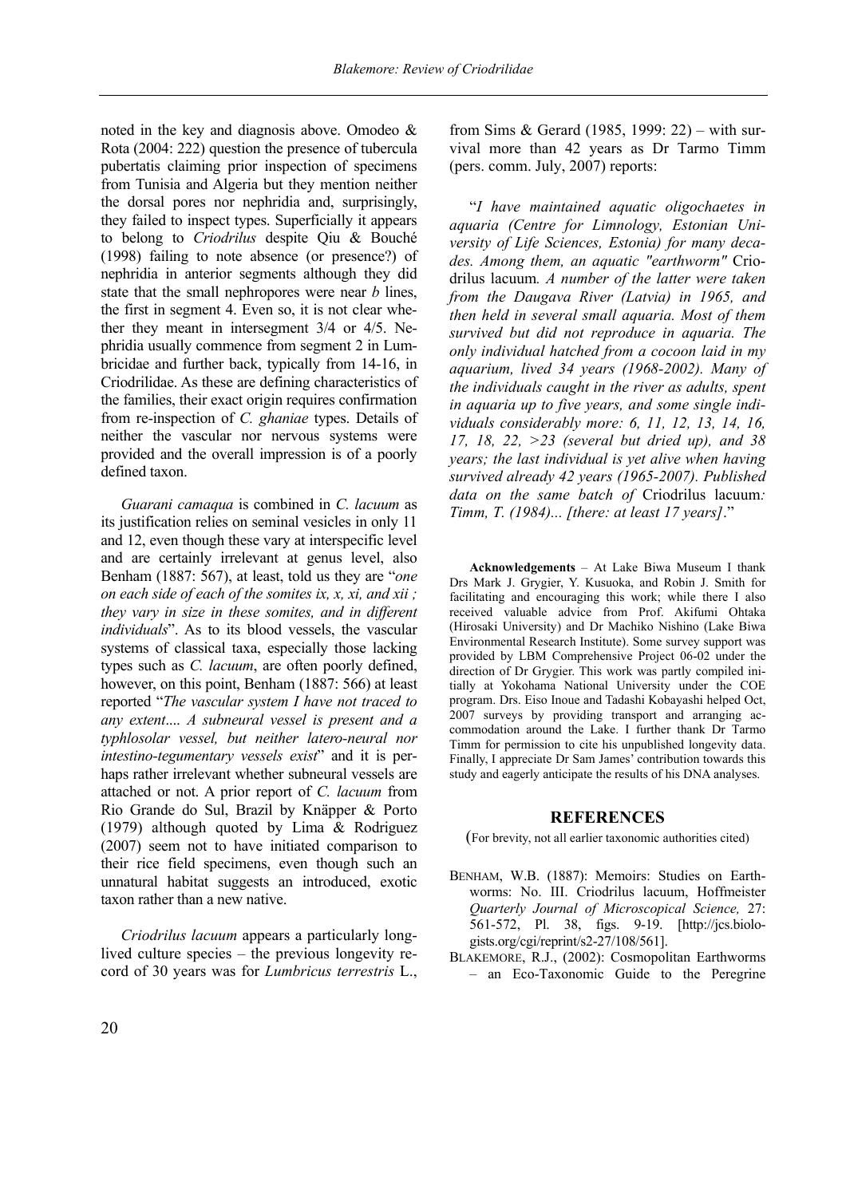noted in the key and diagnosis above. Omodeo & Rota (2004: 222) question the presence of tubercula pubertatis claiming prior inspection of specimens from Tunisia and Algeria but they mention neither the dorsal pores nor nephridia and, surprisingly, they failed to inspect types. Superficially it appears to belong to *Criodrilus* despite Qiu & Bouché (1998) failing to note absence (or presence?) of nephridia in anterior segments although they did state that the small nephropores were near *b* lines, the first in segment 4. Even so, it is not clear whether they meant in intersegment 3/4 or 4/5. Nephridia usually commence from segment 2 in Lumbricidae and further back, typically from 14-16, in Criodrilidae. As these are defining characteristics of the families, their exact origin requires confirmation from re-inspection of *C. ghaniae* types. Details of neither the vascular nor nervous systems were provided and the overall impression is of a poorly defined taxon.

*Guarani camaqua* is combined in *C. lacuum* as its justification relies on seminal vesicles in only 11 and 12, even though these vary at interspecific level and are certainly irrelevant at genus level, also Benham (1887: 567), at least, told us they are "*one on each side of each of the somites ix, x, xi, and xii ; they vary in size in these somites, and in different individuals*". As to its blood vessels, the vascular systems of classical taxa, especially those lacking types such as *C. lacuum*, are often poorly defined, however, on this point, Benham (1887: 566) at least reported "*The vascular system I have not traced to any extent.... A subneural vessel is present and a typhlosolar vessel, but neither latero-neural nor intestino-tegumentary vessels exist*" and it is perhaps rather irrelevant whether subneural vessels are attached or not. A prior report of *C. lacuum* from Rio Grande do Sul, Brazil by Knäpper & Porto (1979) although quoted by Lima & Rodriguez (2007) seem not to have initiated comparison to their rice field specimens, even though such an unnatural habitat suggests an introduced, exotic taxon rather than a new native.

*Criodrilus lacuum* appears a particularly long-lived culture species – the previous longevity record of 30 years was for *Lumbricus terrestris* L., from Sims & Gerard (1985, 1999: 22) – with survival more than 42 years as Dr Tarmo Timm (pers. comm. July, 2007) reports:

"*I have maintained aquatic oligochaetes in aquaria (Centre for Limnology, Estonian University of Life Sciences, Estonia) for many decades. Among them, an aquatic "earthworm"* Criodrilus lacuum*. A number of the latter were taken from the Daugava River (Latvia) in 1965, and then held in several small aquaria. Most of them survived but did not reproduce in aquaria. The only individual hatched from a cocoon laid in my aquarium, lived 34 years (1968-2002). Many of the individuals caught in the river as adults, spent in aquaria up to five years, and some single individuals considerably more: 6, 11, 12, 13, 14, 16, 17, 18, 22, >23 (several but dried up), and 38 years; the last individual is yet alive when having survived already 42 years (1965-2007). Published data on the same batch of* Criodrilus lacuum*: Timm, T. (1984)... [there: at least 17 years]*."

**Acknowledgements** – At Lake Biwa Museum I thank Drs Mark J. Grygier, Y. Kusuoka, and Robin J. Smith for facilitating and encouraging this work; while there I also received valuable advice from Prof. Akifumi Ohtaka (Hirosaki University) and Dr Machiko Nishino (Lake Biwa Environmental Research Institute). Some survey support was provided by LBM Comprehensive Project 06-02 under the direction of Dr Grygier. This work was partly compiled initially at Yokohama National University under the COE program. Drs. Eiso Inoue and Tadashi Kobayashi helped Oct, 2007 surveys by providing transport and arranging accommodation around the Lake. I further thank Dr Tarmo Timm for permission to cite his unpublished longevity data. Finally, I appreciate Dr Sam James' contribution towards this study and eagerly anticipate the results of his DNA analyses.

## REFERENCES

(For brevity, not all earlier taxonomic authorities cited)

BENHAM, W.B. (1887): Memoirs: Studies on Earthworms: No. III. Criodrilus lacuum, Hoffmeister *Quarterly Journal of Microscopical Science,* 27: 561-572, Pl. 38, figs. 9-19. [http://jcs.biologists.org/cgi/reprint/s2-27/108/561].

BLAKEMORE, R.J., (2002): Cosmopolitan Earthworms – an Eco-Taxonomic Guide to the Peregrine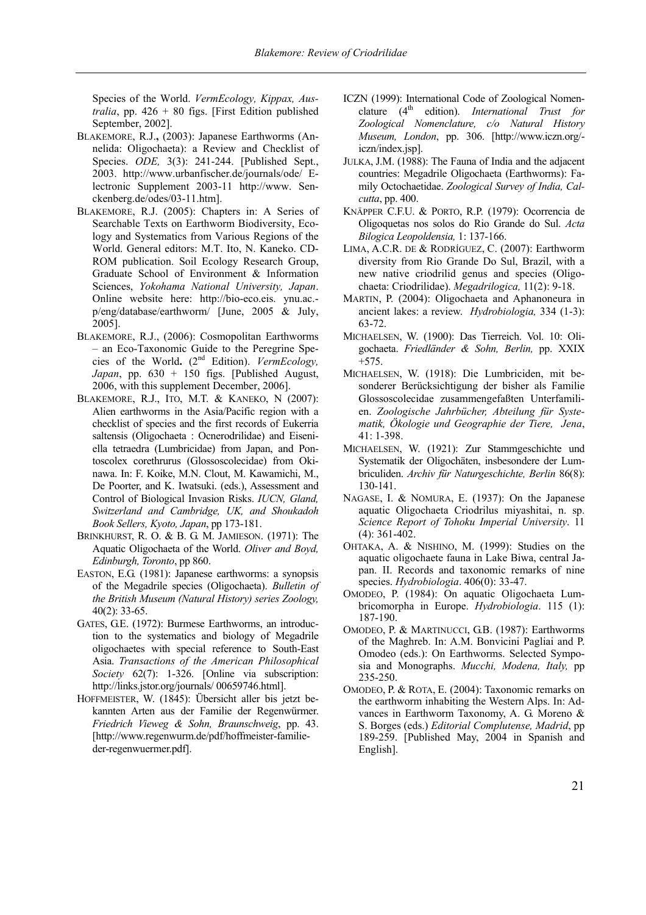Species of the World. *VermEcology, Kippax, Australia*, pp. 426 + 80 figs. [First Edition published September, 2002].

BLAKEMORE, R.J.**,** (2003): Japanese Earthworms (Annelida: Oligochaeta): a Review and Checklist of Species. *ODE,* 3(3): 241-244. [Published Sept., 2003. http://www.urbanfischer.de/journals/ode/ Electronic Supplement 2003-11 http://www.Senckenberg.de/odes/03-11.htm].

BLAKEMORE, R.J. (2005): Chapters in: A Series of Searchable Texts on Earthworm Biodiversity, Ecology and Systematics from Various Regions of the World. General editors: M.T. Ito, N. Kaneko. CD-ROM publication. Soil Ecology Research Group, Graduate School of Environment & Information Sciences, *Yokohama National University, Japan*. Online website here: http://bio-eco.eis.ynu.ac.jp/eng/database/earthworm/ [June, 2005 & July, 2005].

BLAKEMORE, R.J., (2006): Cosmopolitan Earthworms – an Eco-Taxonomic Guide to the Peregrine Species of the World**.** (2nd Edition). *VermEcology, Japan*, pp. 630 + 150 figs. [Published August, 2006, with this supplement December, 2006].

BLAKEMORE, R.J., ITO, M.T. & KANEKO, N (2007): Alien earthworms in the Asia/Pacific region with a checklist of species and the first records of Eukerria saltensis (Oligochaeta : Ocnerodrilidae) and Eiseniella tetraedra (Lumbricidae) from Japan, and Pontoscolex corethrurus (Glossoscolecidae) from Okinawa. In: F. Koike, M.N. Clout, M. Kawamichi, M., De Poorter, and K. Iwatsuki. (eds.), Assessment and Control of Biological Invasion Risks. *IUCN, Gland, Switzerland and Cambridge, UK, and Shoukadoh Book Sellers, Kyoto, Japan*, pp 173-181.

BRINKHURST, R. O. & B. G. M. JAMIESON. (1971): The Aquatic Oligochaeta of the World. *Oliver and Boyd, Edinburgh, Toronto*, pp 860.

EASTON, E.G. (1981): Japanese earthworms: a synopsis of the Megadrile species (Oligochaeta). *Bulletin of the British Museum (Natural History) series Zoology,* 40(2): 33-65.

GATES, G.E. (1972): Burmese Earthworms, an introduction to the systematics and biology of Megadrile oligochaetes with special reference to South-East Asia. *Transactions of the American Philosophical Society* 62(7): 1-326. [Online via subscription: http://links.jstor.org/journals/ 00659746.html].

HOFFMEISTER, W. (1845): Übersicht aller bis jetzt bekannten Arten aus der Familie der Regenwürmer. *Friedrich Vieweg & Sohn, Braunschweig*, pp. 43. [http://www.regenwurm.de/pdf/hoffmeister-familie-der-regenwuermer.pdf].

ICZN (1999): International Code of Zoological Nomenclature (4th edition). *International Trust for Zoological Nomenclature, c/o Natural History Museum, London*, pp. 306. [http://www.iczn.org/iczn/index.jsp].

JULKA, J.M. (1988): The Fauna of India and the adjacent countries: Megadrile Oligochaeta (Earthworms): Family Octochaetidae. *Zoological Survey of India, Calcutta*, pp. 400.

KNÄPPER C.F.U. & PORTO, R.P. (1979): Ocorrencia de Oligoquetas nos solos do Rio Grande do Sul. *Acta Bilogica Leopoldensia,* 1: 137-166.

LIMA, A.C.R. DE & RODRÍGUEZ, C. (2007): Earthworm diversity from Rio Grande Do Sul, Brazil, with a new native criodrilid genus and species (Oligochaeta: Criodrilidae). *Megadrilogica,* 11(2): 9-18.

MARTIN, P. (2004): Oligochaeta and Aphanoneura in ancient lakes: a review. *Hydrobiologia,* 334 (1-3): 63-72.

MICHAELSEN, W. (1900): Das Tierreich. Vol. 10: Oligochaeta. *Friedländer & Sohn, Berlin,* pp. XXIX +575.

MICHAELSEN, W. (1918): Die Lumbriciden, mit besonderer Berücksichtigung der bisher als Familie Glossoscolecidae zusammengefaßten Unterfamilien. *Zoologische Jahrbücher, Abteilung für Systematik, Ökologie und Geographie der Tiere, Jena*, 41: 1-398.

MICHAELSEN, W. (1921): Zur Stammgeschichte und Systematik der Oligochäten, insbesondere der Lumbriculiden. *Archiv für Naturgeschichte, Berlin* 86(8): 130-141.

NAGASE, I. & NOMURA, E. (1937): On the Japanese aquatic Oligochaeta Criodrilus miyashitai, n. sp. *Science Report of Tohoku Imperial University*. 11 (4): 361-402.

OHTAKA, A. & NISHINO, M. (1999): Studies on the aquatic oligochaete fauna in Lake Biwa, central Japan. II. Records and taxonomic remarks of nine species. *Hydrobiologia*. 406(0): 33-47.

OMODEO, P. (1984): On aquatic Oligochaeta Lumbricomorpha in Europe. *Hydrobiologia*. 115 (1): 187-190.

OMODEO, P. & MARTINUCCI, G.B. (1987): Earthworms of the Maghreb. In: A.M. Bonvicini Pagliai and P. Omodeo (eds.): On Earthworms. Selected Symposia and Monographs. *Mucchi, Modena, Italy,* pp 235-250.

OMODEO, P. & ROTA, E. (2004): Taxonomic remarks on the earthworm inhabiting the Western Alps. In: Advances in Earthworm Taxonomy, A. G. Moreno & S. Borges (eds.) *Editorial Complutense, Madrid*, pp 189-259. [Published May, 2004 in Spanish and English].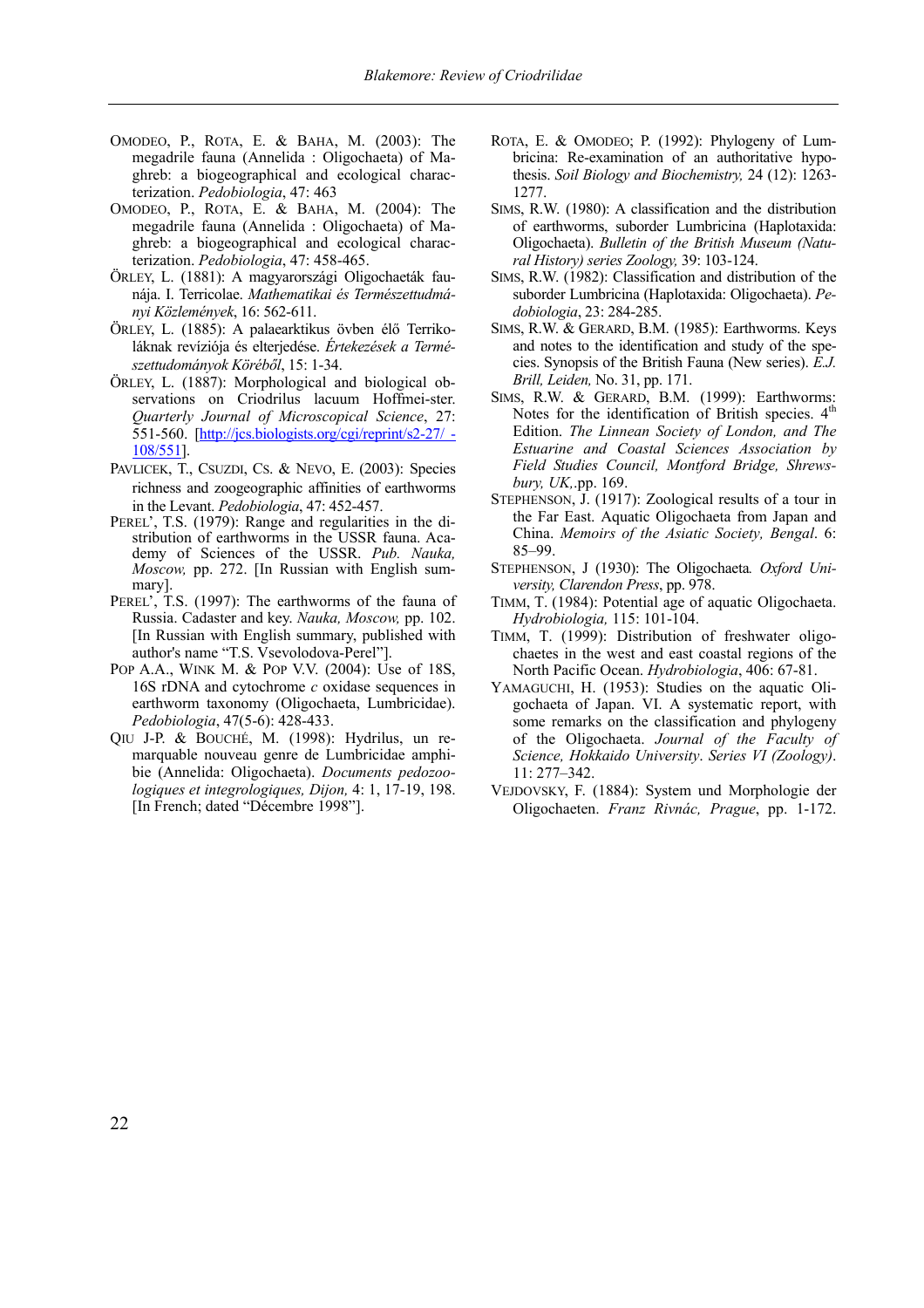OMODEO, P., ROTA, E. & BAHA, M. (2003): The megadrile fauna (Annelida : Oligochaeta) of Maghreb: a biogeographical and ecological characterization. *Pedobiologia*, 47: 463

OMODEO, P., ROTA, E. & BAHA, M. (2004): The megadrile fauna (Annelida : Oligochaeta) of Maghreb: a biogeographical and ecological characterization. *Pedobiologia*, 47: 458-465.

ÖRLEY, L. (1881): A magyarországi Oligochaeták faunája. I. Terricolae. *Mathematikai és Természettudmányi Közlemények*, 16: 562-611.

ÖRLEY, L. (1885): A palaearktikus övben élő Terrikoláknak revíziója és elterjedése. *Értekezések a Természettudományok Köréből*, 15: 1-34.

ÖRLEY, L. (1887): Morphological and biological observations on Criodrilus lacuum Hoffmei-ster. *Quarterly Journal of Microscopical Science*, 27: 551-560. [http://jcs.biologists.org/cgi/reprint/s2-27/ -108/551].

PAVLICEK, T., CSUZDI, CS. & NEVO, E. (2003): Species richness and zoogeographic affinities of earthworms in the Levant. *Pedobiologia*, 47: 452-457.

PEREL', T.S. (1979): Range and regularities in the distribution of earthworms in the USSR fauna. Academy of Sciences of the USSR. *Pub. Nauka, Moscow,* pp. 272. [In Russian with English summary].

PEREL', T.S. (1997): The earthworms of the fauna of Russia. Cadaster and key. *Nauka, Moscow,* pp. 102. [In Russian with English summary, published with author's name "T.S. Vsevolodova-Perel"].

POP A.A., WINK M. & POP V.V. (2004): Use of 18S, 16S rDNA and cytochrome *c* oxidase sequences in earthworm taxonomy (Oligochaeta, Lumbricidae). *Pedobiologia*, 47(5-6): 428-433.

QIU J-P. & BOUCHÉ, M. (1998): Hydrilus, un remarquable nouveau genre de Lumbricidae amphibie (Annelida: Oligochaeta). *Documents pedozoologiques et integrologiques, Dijon,* 4: 1, 17-19, 198. [In French; dated "Décembre 1998"].

ROTA, E. & OMODEO; P. (1992): Phylogeny of Lumbricina: Re-examination of an authoritative hypothesis. *Soil Biology and Biochemistry,* 24 (12): 1263-1277.

SIMS, R.W. (1980): A classification and the distribution of earthworms, suborder Lumbricina (Haplotaxida: Oligochaeta). *Bulletin of the British Museum (Natural History) series Zoology,* 39: 103-124.

SIMS, R.W. (1982): Classification and distribution of the suborder Lumbricina (Haplotaxida: Oligochaeta). *Pedobiologia*, 23: 284-285.

SIMS, R.W. & GERARD, B.M. (1985): Earthworms. Keys and notes to the identification and study of the species. Synopsis of the British Fauna (New series). *E.J. Brill, Leiden,* No. 31, pp. 171.

SIMS, R.W. & GERARD, B.M. (1999): Earthworms: Notes for the identification of British species. 4th Edition. *The Linnean Society of London, and The Estuarine and Coastal Sciences Association by Field Studies Council, Montford Bridge, Shrewsbury, UK,*.pp. 169.

STEPHENSON, J. (1917): Zoological results of a tour in the Far East. Aquatic Oligochaeta from Japan and China. *Memoirs of the Asiatic Society, Bengal*. 6: 85–99.

STEPHENSON, J (1930): The Oligochaeta*. Oxford University, Clarendon Press*, pp. 978.

TIMM, T. (1984): Potential age of aquatic Oligochaeta. *Hydrobiologia,* 115: 101-104.

TIMM, T. (1999): Distribution of freshwater oligochaetes in the west and east coastal regions of the North Pacific Ocean. *Hydrobiologia*, 406: 67-81.

YAMAGUCHI, H. (1953): Studies on the aquatic Oligochaeta of Japan. VI. A systematic report, with some remarks on the classification and phylogeny of the Oligochaeta. *Journal of the Faculty of Science, Hokkaido University*. *Series VI (Zoology)*. 11: 277–342.

VEJDOVSKY, F. (1884): System und Morphologie der Oligochaeten. *Franz Rivnác, Prague*, pp. 1-172.